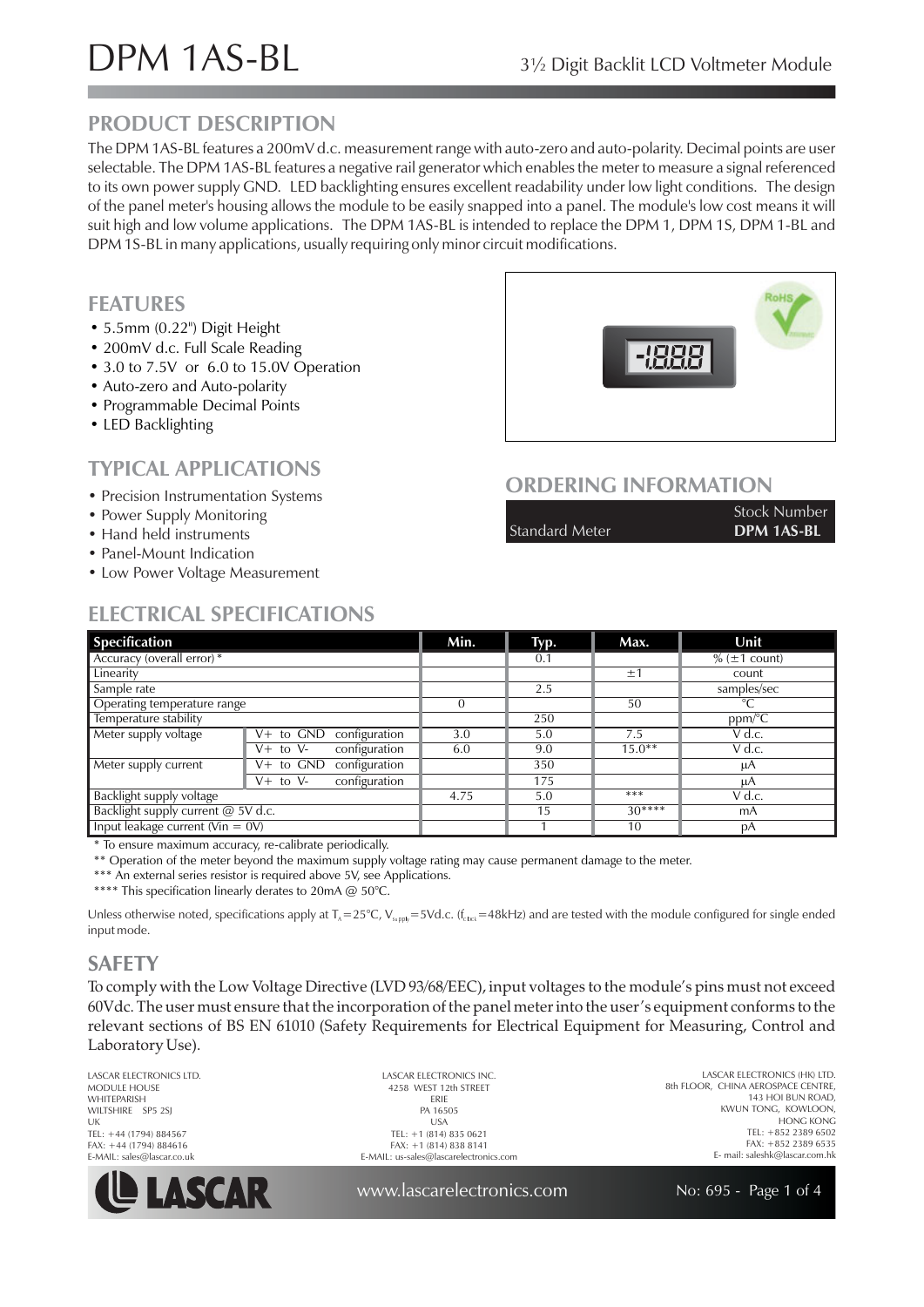# DPM 1AS-BL

3½ Digit Backlit LCD Voltmeter Module

## PRODUCT DESCRIPTION

The DPM 1AS-BL features a 200mV d.c. measurement range with auto-zero and auto-polarity. Decimal points are user selectable. The DPM 1AS-BL features a negative rail generator which enables the meter to measure a signal referenced to its own power supply GND. LED backlighting ensures excellent readability under low light conditions. The design of the panel meter's housing allows the module to be easily snapped into a panel. The module's low cost means it will suit high and low volume applications. The DPM 1AS-BL is intended to replace the DPM 1, DPM 1S, DPM 1-BL and DPM 1S-BL in many applications, usually requiring only minor circuit modifications.

## FEATURES

- 5.5mm (0.22") Digit Height
- 200mV d.c. Full Scale Reading
- 3.0 to 7.5V or 6.0 to 15.0V Operation
- Auto-zero and Auto-polarity
- Programmable Decimal Points
- LED Backlighting

## TYPICAL APPLICATIONS

- Precision Instrumentation Systems
- Power Supply Monitoring
- Hand held instruments
- Panel-Mount Indication
- Low Power Voltage Measurement

## ORDERING INFORMATION

| | Stock Number |
|---|---|
| Standard Meter | **DPM 1AS-BL** |

## ELECTRICAL SPECIFICATIONS

| Specification | | Min. | Typ. | Max. | Unit |
|---|---|---|---|---|---|
| Accuracy (overall error) * | | | 0.1 | | % (±1 count) |
| Linearity | | | | ±1 | count |
| Sample rate | | | 2.5 | | samples/sec |
| Operating temperature range | | 0 | | 50 | °C |
| Temperature stability | | | 250 | | ppm/°C |
| Meter supply voltage | V+ to GND configuration | 3.0 | 5.0 | 7.5 | V d.c. |
| | V+ to V- configuration | 6.0 | 9.0 | 15.0** | V d.c. |
| Meter supply current | V+ to GND configuration | | 350 | | µA |
| | V+ to V- configuration | | 175 | | µA |
| Backlight supply voltage | | 4.75 | 5.0 | *** | V d.c. |
| Backlight supply current @ 5V d.c. | | | 15 | 30**** | mA |
| Input leakage current (Vin = 0V) | | | 1 | 10 | pA |

\* To ensure maximum accuracy, re-calibrate periodically.

** Operation of the meter beyond the maximum supply voltage rating may cause permanent damage to the meter.

*** An external series resistor is required above 5V, see Applications.

**** This specification linearly derates to 20mA @ 50°C.

Unless otherwise noted, specifications apply at $T_A$=25°C, $V_{supply}$=5Vd.c. ($f_{clock}$=48kHz) and are tested with the module configured for single ended input mode.

## SAFETY

To comply with the Low Voltage Directive (LVD 93/68/EEC), input voltages to the module's pins must not exceed 60Vdc. The user must ensure that the incorporation of the panel meter into the user's equipment conforms to the relevant sections of BS EN 61010 (Safety Requirements for Electrical Equipment for Measuring, Control and Laboratory Use).

LASCAR ELECTRONICS LTD.
MODULE HOUSE
WHITEPARISH
WILTSHIRE SP5 2SJ
UK
TEL: +44 (1794) 884567
FAX: +44 (1794) 884616
E-MAIL: sales@lascar.co.uk

LASCAR ELECTRONICS INC.
4258 WEST 12th STREET
ERIE
PA 16505
USA
TEL: +1 (814) 835 0621
FAX: +1 (814) 838 8141
E-MAIL: us-sales@lascarelectronics.com

LASCAR ELECTRONICS (HK) LTD.
8th FLOOR, CHINA AEROSPACE CENTRE,
143 HOI BUN ROAD,
KWUN TONG, KOWLOON,
HONG KONG
TEL: +852 2389 6502
FAX: +852 2389 6535
E- mail: saleshk@lascar.com.hk

www.lascarelectronics.com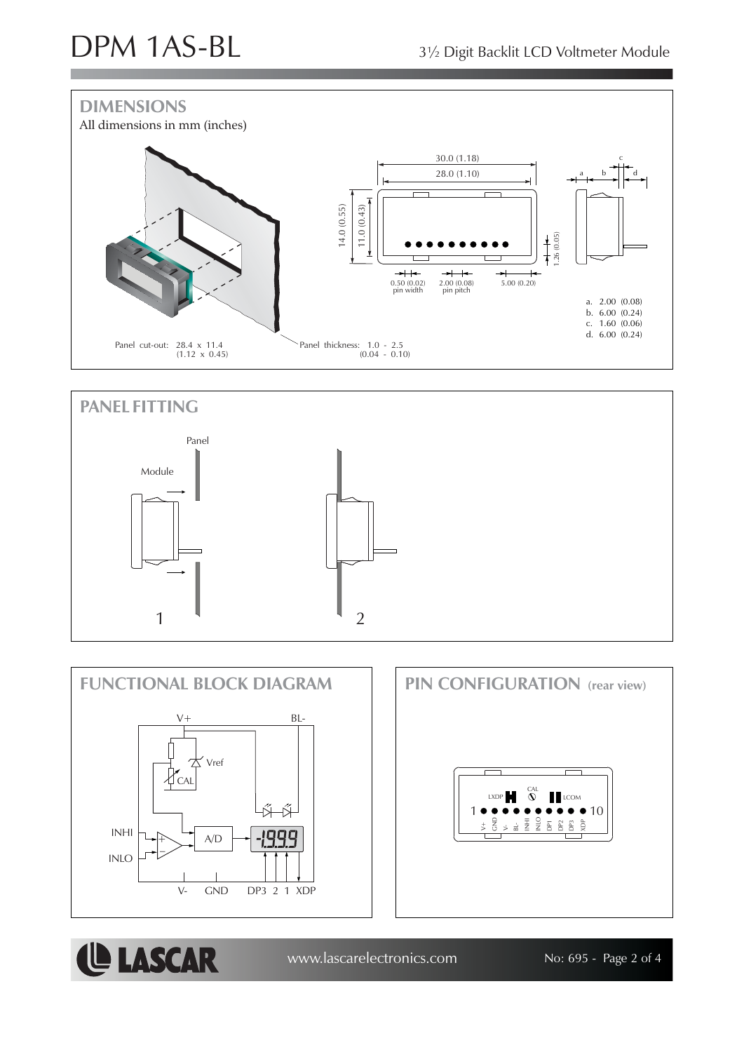## DIMENSIONS

All dimensions in mm (inches)

30.0 (1.18)

28.0 (1.10)

14.0 (0.55)

11.0 (0.43)

1.26 (0.05)

0.50 (0.02) pin width

2.00 (0.08) pin pitch

5.00 (0.20)

a. 2.00 (0.08)
b. 6.00 (0.24)
c. 1.60 (0.06)
d. 6.00 (0.24)

Panel cut-out: 28.4 x 11.4 (1.12 x 0.45)

Panel thickness: 1.0 - 2.5 (0.04 - 0.10)

## PANEL FITTING

Panel

Module

1

2

## FUNCTIONAL BLOCK DIAGRAM

V+ BL-

Vref

CAL

INHI

INLO

A/D

-1999

V- GND DP3 2 1 XDP

## PIN CONFIGURATION (rear view)

LXDP CAL LCOM

1 ● ● ● ● ● ● ● ● ● ● 10

V+ GND V- BL- INHI INLO DP1 DP2 DP3 XDP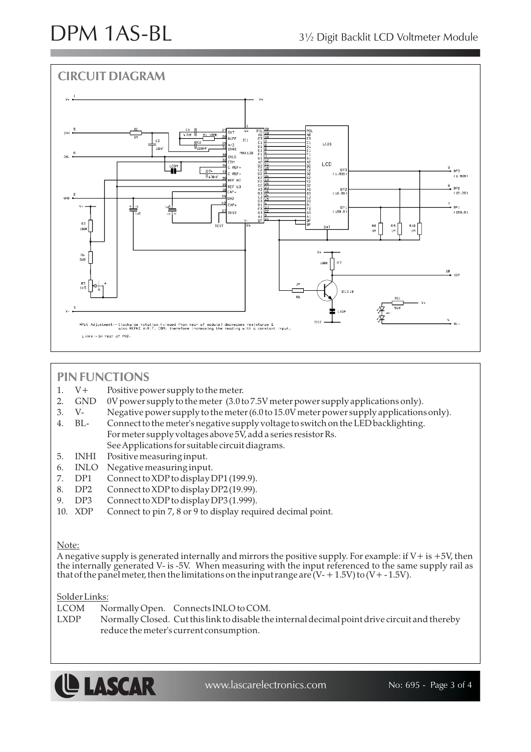## CIRCUIT DIAGRAM

## PIN FUNCTIONS

1. V+ Positive power supply to the meter.
2. GND 0V power supply to the meter (3.0 to 7.5V meter power supply applications only).
3. V- Negative power supply to the meter (6.0 to 15.0V meter power supply applications only).
4. BL- Connect to the meter's negative supply voltage to switch on the LED backlighting. For meter supply voltages above 5V, add a series resistor Rs. See Applications for suitable circuit diagrams.
5. INHI Positive measuring input.
6. INLO Negative measuring input.
7. DP1 Connect to XDP to display DP1 (199.9).
8. DP2 Connect to XDP to display DP2 (19.99).
9. DP3 Connect to XDP to display DP3 (1.999).
10. XDP Connect to pin 7, 8 or 9 to display required decimal point.

Note:

A negative supply is generated internally and mirrors the positive supply. For example: if V+ is +5V, then the internally generated V- is -5V. When measuring with the input referenced to the same supply rail as that of the panel meter, then the limitations on the input range are (V- + 1.5V) to (V+ - 1.5V).

Solder Links:

LCOM Normally Open. Connects INLO to COM.

LXDP Normally Closed. Cut this link to disable the internal decimal point drive circuit and thereby reduce the meter's current consumption.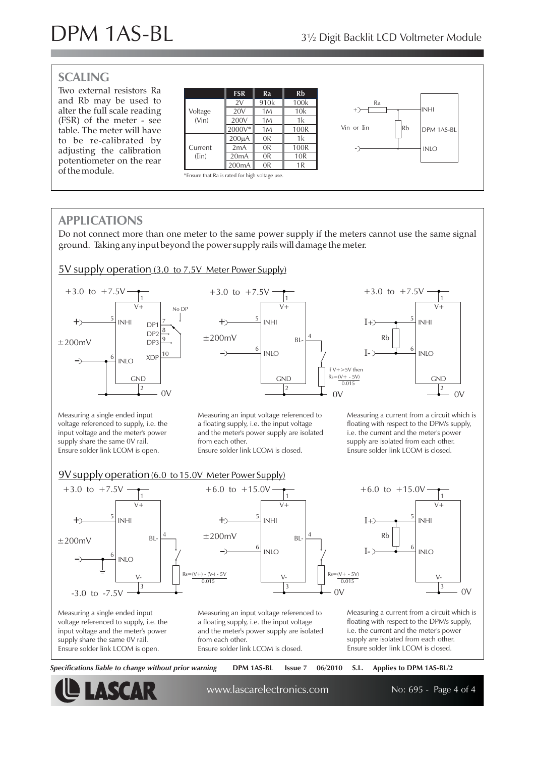## SCALING

Two external resistors Ra and Rb may be used to alter the full scale reading (FSR) of the meter - see table. The meter will have to be re-calibrated by adjusting the calibration potentiometer on the rear of the module.

| | FSR | Ra | Rb |
|---|---|---|---|
| Voltage (Vin) | 2V | 910k | 100k |
| | 20V | 1M | 10k |
| | 200V | 1M | 1k |
| | 2000V* | 1M | 100R |
| Current (Iin) | 200µA | 0R | 1k |
| | 2mA | 0R | 100R |
| | 20mA | 0R | 10R |
| | 200mA | 0R | 1R |

*Ensure that Ra is rated for high voltage use.

Ra
+
INHI
Vin or Iin
Rb
DPM 1AS-BL
-
INLO

## APPLICATIONS

Do not connect more than one meter to the same power supply if the meters cannot use the same signal ground. Taking any input beyond the power supply rails will damage the meter.

### 5V supply operation (3.0 to 7.5V Meter Power Supply)

+3.0 to +7.5V
1 V+
5 INHI
DP1 7
DP2 8
DP3 9
XDP 10
No DP
±200mV
6 INLO
GND 2
0V

Measuring a single ended input voltage referenced to supply, i.e. the input voltage and the meter's power supply share the same 0V rail. Ensure solder link LCOM is open.

+3.0 to +7.5V
1 V+
5 INHI
±200mV
BL- 4
6 INLO
if V+>5V then $Rs = \frac{(V+ - 5V)}{0.015}$
GND 2
0V

Measuring an input voltage referenced to a floating supply, i.e. the input voltage and the meter's power supply are isolated from each other. Ensure solder link LCOM is closed.

+3.0 to +7.5V
1 V+
I+ 5 INHI
Rb
I- 6 INLO
GND 2
0V

Measuring a current from a circuit which is floating with respect to the DPM's supply, i.e. the current and the meter's power supply are isolated from each other. Ensure solder link LCOM is closed.

### 9V supply operation (6.0 to 15.0V Meter Power Supply)

+3.0 to +7.5V
1 V+
5 INHI
±200mV
BL- 4
6 INLO
$Rs = \frac{(V+) - (V-) - 5V}{0.015}$
V- 3
-3.0 to -7.5V

Measuring a single ended input voltage referenced to supply, i.e. the input voltage and the meter's power supply share the same 0V rail. Ensure solder link LCOM is open.

+6.0 to +15.0V
1 V+
5 INHI
±200mV
BL- 4
6 INLO
$Rs = \frac{(V+ - 5V)}{0.015}$
V- 3
0V

Measuring an input voltage referenced to a floating supply, i.e. the input voltage and the meter's power supply are isolated from each other. Ensure solder link LCOM is closed.

+6.0 to +15.0V
1 V+
I+ 5 INHI
Rb
I- 6 INLO
V- 3
0V

Measuring a current from a circuit which is floating with respect to the DPM's supply, i.e. the current and the meter's power supply are isolated from each other. Ensure solder link LCOM is closed.

***Specifications liable to change without prior warning*** **DPM 1AS-BL Issue 7 06/2010 S.L. Applies to DPM 1AS-BL/2**